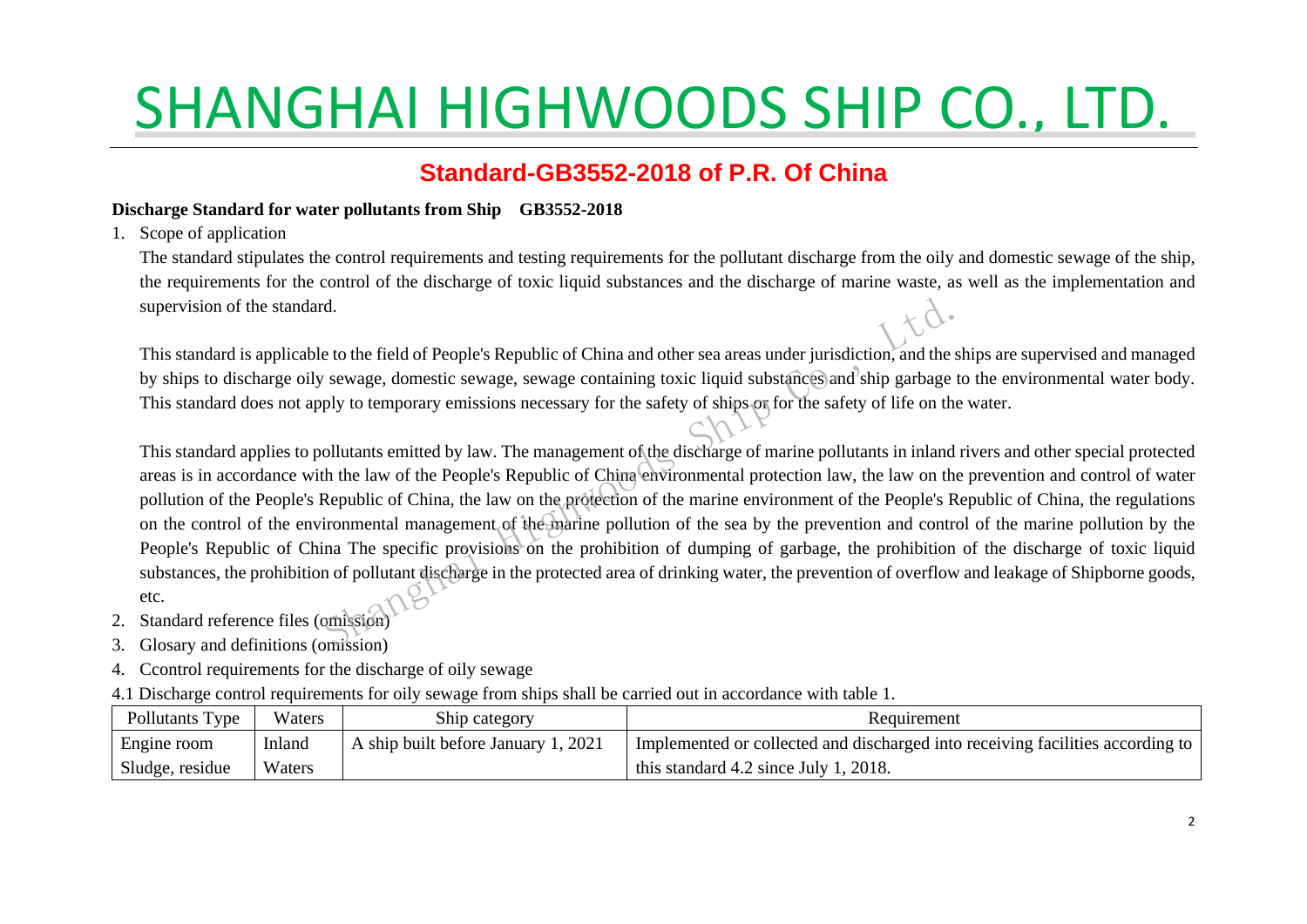# SHANGHAI HIGHWOODS SHIP CO., LTD.

## Standard-GB3552-2018 of P.R. Of China

**Discharge Standard for water pollutants from Ship GB3552-2018**

1. Scope of application

   The standard stipulates the control requirements and testing requirements for the pollutant discharge from the oily and domestic sewage of the ship, the requirements for the control of the discharge of toxic liquid substances and the discharge of marine waste, as well as the implementation and supervision of the standard.

   This standard is applicable to the field of People's Republic of China and other sea areas under jurisdiction, and the ships are supervised and managed by ships to discharge oily sewage, domestic sewage, sewage containing toxic liquid substances and ship garbage to the environmental water body. This standard does not apply to temporary emissions necessary for the safety of ships or for the safety of life on the water.

   This standard applies to pollutants emitted by law. The management of the discharge of marine pollutants in inland rivers and other special protected areas is in accordance with the law of the People's Republic of China environmental protection law, the law on the prevention and control of water pollution of the People's Republic of China, the law on the protection of the marine environment of the People's Republic of China, the regulations on the control of the environmental management of the marine pollution of the sea by the prevention and control of the marine pollution by the People's Republic of China The specific provisions on the prohibition of dumping of garbage, the prohibition of the discharge of toxic liquid substances, the prohibition of pollutant discharge in the protected area of drinking water, the prevention of overflow and leakage of Shipborne goods, etc.

2. Standard reference files (omission)
3. Glosary and definitions (omission)
4. Ccontrol requirements for the discharge of oily sewage

4.1 Discharge control requirements for oily sewage from ships shall be carried out in accordance with table 1.

| Pollutants Type | Waters | Ship category | Requirement |
|---|---|---|---|
| Engine room Sludge, residue | Inland Waters | A ship built before January 1, 2021 | Implemented or collected and discharged into receiving facilities according to this standard 4.2 since July 1, 2018. |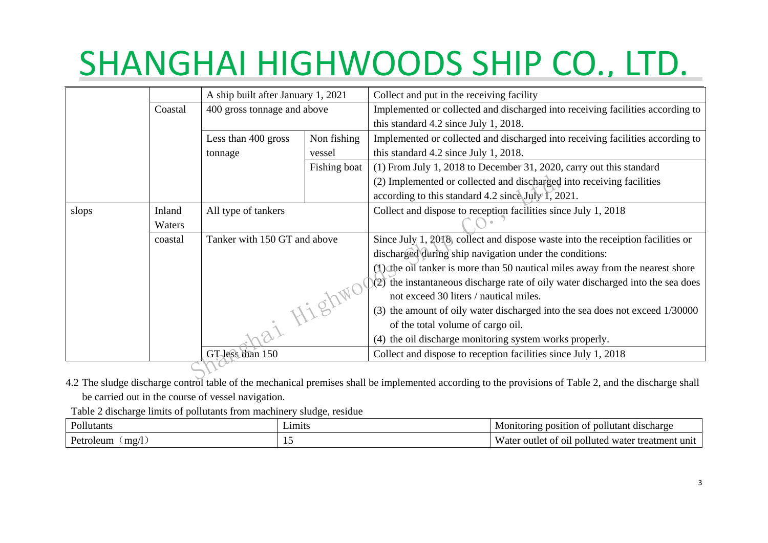| | | | | |
|---|---|---|---|---|
| | | A ship built after January 1, 2021 | | Collect and put in the receiving facility |
| | Coastal | 400 gross tonnage and above | | Implemented or collected and discharged into receiving facilities according to this standard 4.2 since July 1, 2018. |
| | | Less than 400 gross tonnage | Non fishing vessel | Implemented or collected and discharged into receiving facilities according to this standard 4.2 since July 1, 2018. |
| | | | Fishing boat | (1) From July 1, 2018 to December 31, 2020, carry out this standard<br>(2) Implemented or collected and discharged into receiving facilities according to this standard 4.2 since July 1, 2021. |
| slops | Inland Waters | All type of tankers | | Collect and dispose to reception facilities since July 1, 2018 |
| | coastal | Tanker with 150 GT and above | | Since July 1, 2018, collect and dispose waste into the receiption facilities or discharged during ship navigation under the conditions:<br>(1) the oil tanker is more than 50 nautical miles away from the nearest shore<br>(2) the instantaneous discharge rate of oily water discharged into the sea does not exceed 30 liters / nautical miles.<br>(3) the amount of oily water discharged into the sea does not exceed 1/30000 of the total volume of cargo oil.<br>(4) the oil discharge monitoring system works properly. |
| | | GT less than 150 | | Collect and dispose to reception facilities since July 1, 2018 |

4.2 The sludge discharge control table of the mechanical premises shall be implemented according to the provisions of Table 2, and the discharge shall be carried out in the course of vessel navigation.

Table 2 discharge limits of pollutants from machinery sludge, residue

| Pollutants | Limits | Monitoring position of pollutant discharge |
|---|---|---|
| Petroleum（mg/l） | 15 | Water outlet of oil polluted water treatment unit |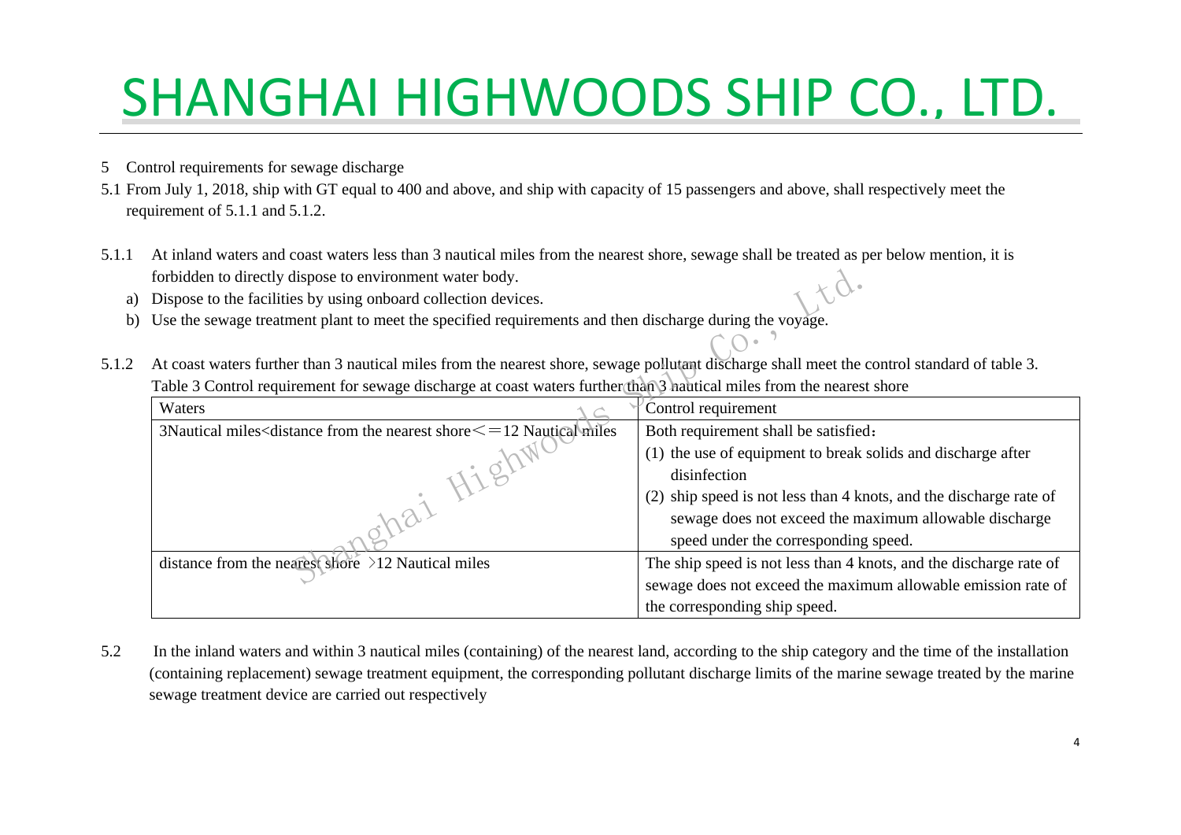5 Control requirements for sewage discharge

5.1 From July 1, 2018, ship with GT equal to 400 and above, and ship with capacity of 15 passengers and above, shall respectively meet the requirement of 5.1.1 and 5.1.2.

5.1.1 At inland waters and coast waters less than 3 nautical miles from the nearest shore, sewage shall be treated as per below mention, it is forbidden to directly dispose to environment water body.

a) Dispose to the facilities by using onboard collection devices.
b) Use the sewage treatment plant to meet the specified requirements and then discharge during the voyage.

5.1.2 At coast waters further than 3 nautical miles from the nearest shore, sewage pollutant discharge shall meet the control standard of table 3.

Table 3 Control requirement for sewage discharge at coast waters further than 3 nautical miles from the nearest shore

| Waters | Control requirement |
| --- | --- |
| 3Nautical miles<distance from the nearest shore<=12 Nautical miles | Both requirement shall be satisfied：<br>(1) the use of equipment to break solids and discharge after disinfection<br>(2) ship speed is not less than 4 knots, and the discharge rate of sewage does not exceed the maximum allowable discharge speed under the corresponding speed. |
| distance from the nearest shore >12 Nautical miles | The ship speed is not less than 4 knots, and the discharge rate of sewage does not exceed the maximum allowable emission rate of the corresponding ship speed. |

5.2 In the inland waters and within 3 nautical miles (containing) of the nearest land, according to the ship category and the time of the installation (containing replacement) sewage treatment equipment, the corresponding pollutant discharge limits of the marine sewage treated by the marine sewage treatment device are carried out respectively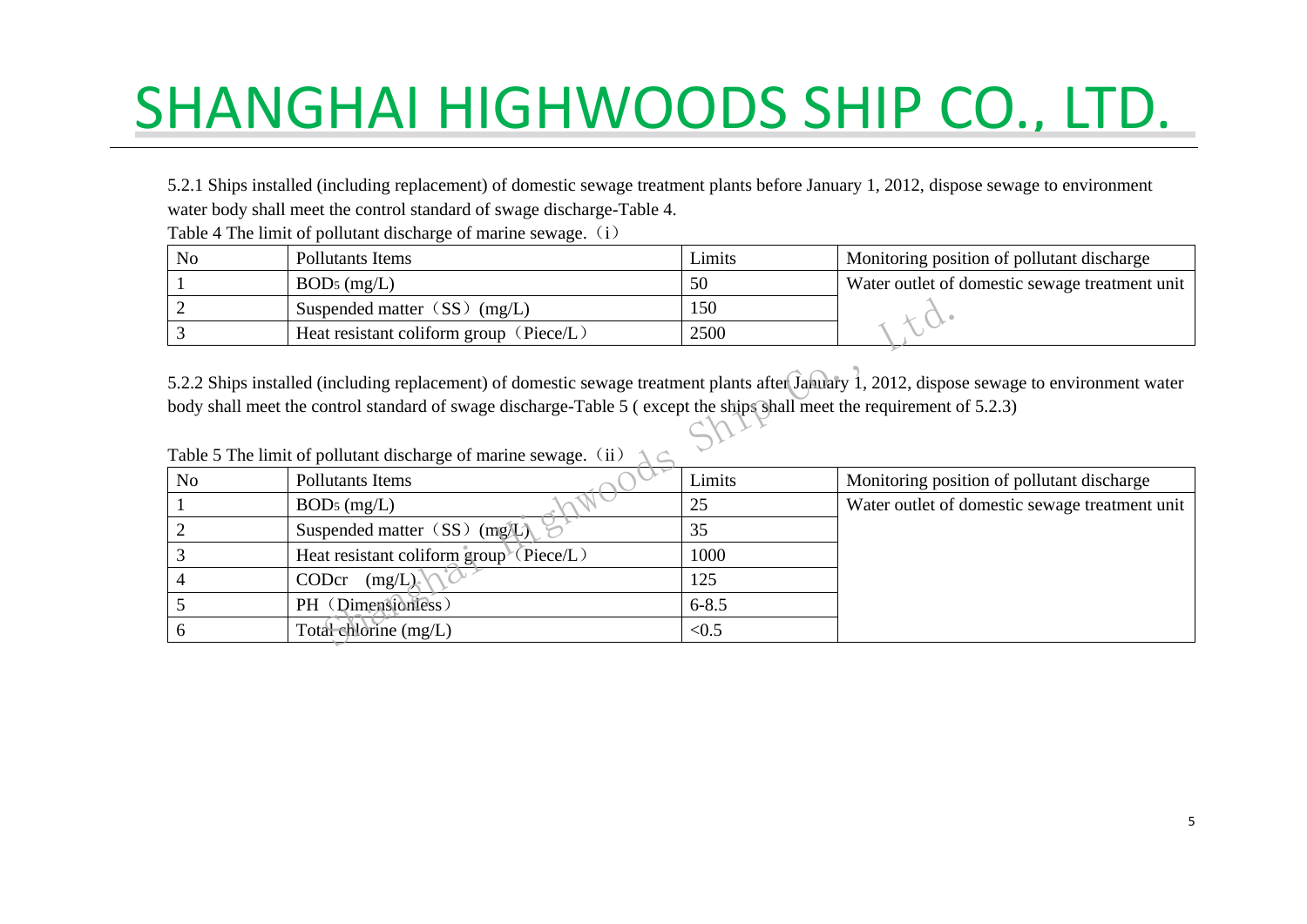5.2.1 Ships installed (including replacement) of domestic sewage treatment plants before January 1, 2012, dispose sewage to environment water body shall meet the control standard of swage discharge-Table 4.

Table 4 The limit of pollutant discharge of marine sewage.（i）

| No | Pollutants Items | Limits | Monitoring position of pollutant discharge |
|---|---|---|---|
| 1 | $BOD_5$ (mg/L) | 50 | Water outlet of domestic sewage treatment unit |
| 2 | Suspended matter（SS）(mg/L) | 150 | |
| 3 | Heat resistant coliform group（Piece/L） | 2500 | |

5.2.2 Ships installed (including replacement) of domestic sewage treatment plants after January 1, 2012, dispose sewage to environment water body shall meet the control standard of swage discharge-Table 5 ( except the ships shall meet the requirement of 5.2.3)

Table 5 The limit of pollutant discharge of marine sewage.（ii）

| No | Pollutants Items | Limits | Monitoring position of pollutant discharge |
|---|---|---|---|
| 1 | $BOD_5$ (mg/L) | 25 | Water outlet of domestic sewage treatment unit |
| 2 | Suspended matter（SS）(mg/L) | 35 | |
| 3 | Heat resistant coliform group（Piece/L） | 1000 | |
| 4 | CODcr (mg/L) | 125 | |
| 5 | PH（Dimensionless） | 6-8.5 | |
| 6 | Total chlorine (mg/L) | <0.5 | |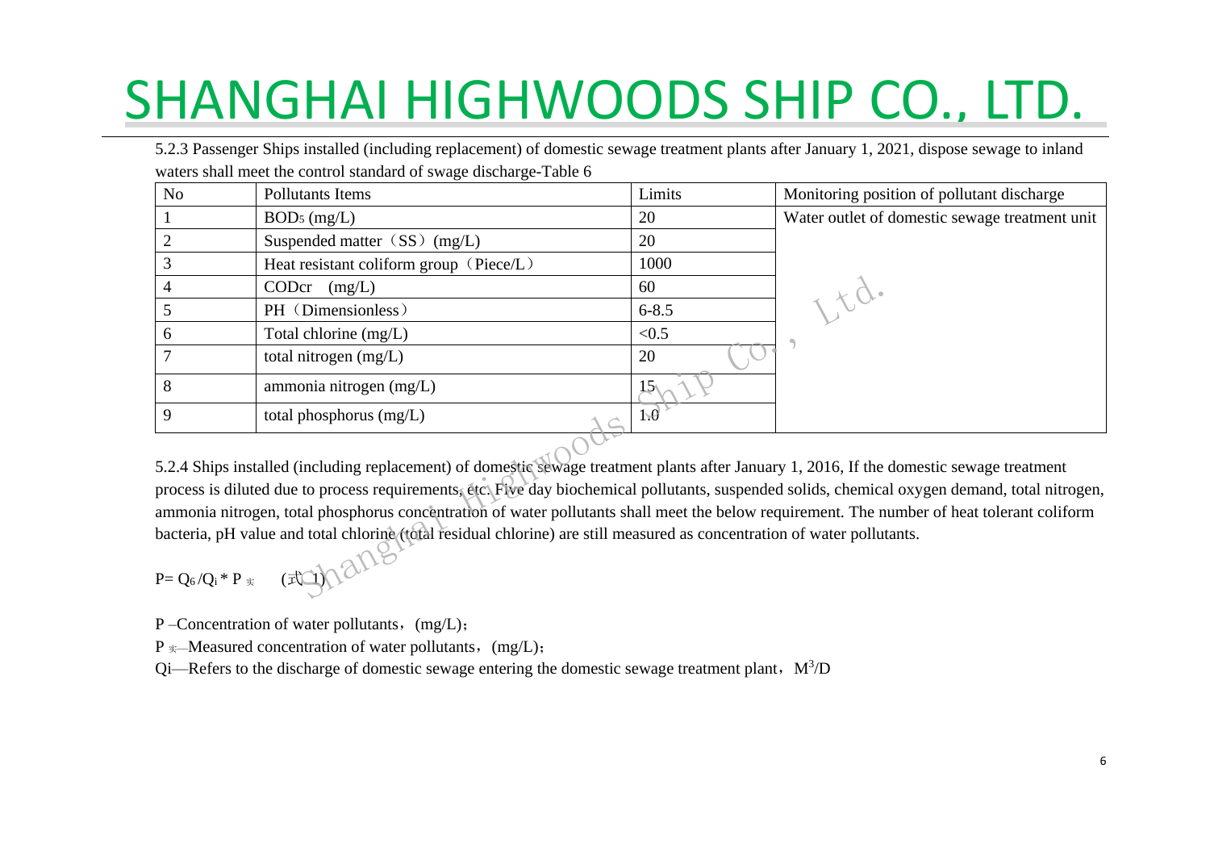5.2.3 Passenger Ships installed (including replacement) of domestic sewage treatment plants after January 1, 2021, dispose sewage to inland waters shall meet the control standard of swage discharge-Table 6

| No | Pollutants Items | Limits | Monitoring position of pollutant discharge |
|---|---|---|---|
| 1 | $BOD_5$ (mg/L) | 20 | Water outlet of domestic sewage treatment unit |
| 2 | Suspended matter（SS）(mg/L) | 20 | |
| 3 | Heat resistant coliform group（Piece/L） | 1000 | |
| 4 | CODcr (mg/L) | 60 | |
| 5 | PH（Dimensionless） | 6-8.5 | |
| 6 | Total chlorine (mg/L) | <0.5 | |
| 7 | total nitrogen (mg/L) | 20 | |
| 8 | ammonia nitrogen (mg/L) | 15 | |
| 9 | total phosphorus (mg/L) | 1.0 | |

5.2.4 Ships installed (including replacement) of domestic sewage treatment plants after January 1, 2016, If the domestic sewage treatment process is diluted due to process requirements, etc. Five day biochemical pollutants, suspended solids, chemical oxygen demand, total nitrogen, ammonia nitrogen, total phosphorus concentration of water pollutants shall meet the below requirement. The number of heat tolerant coliform bacteria, pH value and total chlorine (total residual chlorine) are still measured as concentration of water pollutants.

$$P = Q_6 / Q_i * P_{实} \quad (式1)$$

P –Concentration of water pollutants，(mg/L)；

$P_{实}$—Measured concentration of water pollutants，(mg/L)；

Qi—Refers to the discharge of domestic sewage entering the domestic sewage treatment plant，$M^3/D$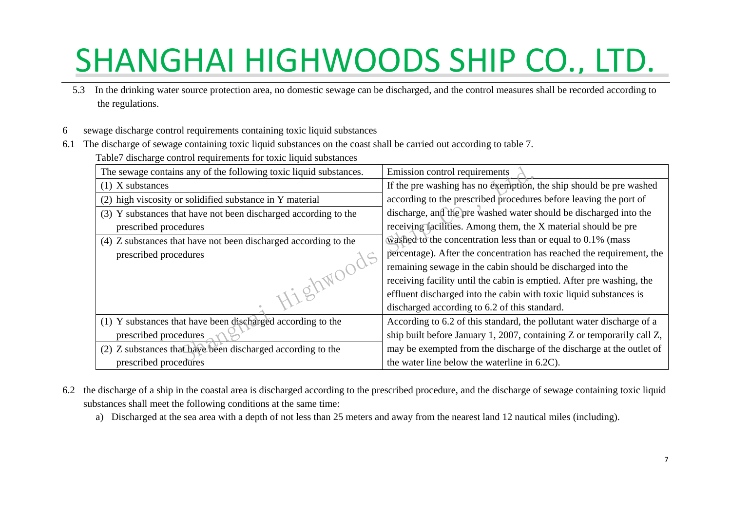5.3 In the drinking water source protection area, no domestic sewage can be discharged, and the control measures shall be recorded according to the regulations.

6 sewage discharge control requirements containing toxic liquid substances

6.1 The discharge of sewage containing toxic liquid substances on the coast shall be carried out according to table 7.

Table7 discharge control requirements for toxic liquid substances

| The sewage contains any of the following toxic liquid substances. | Emission control requirements |
|---|---|
| (1) X substances<br>(2) high viscosity or solidified substance in Y material<br>(3) Y substances that have not been discharged according to the prescribed procedures<br>(4) Z substances that have not been discharged according to the prescribed procedures | If the pre washing has no exemption, the ship should be pre washed according to the prescribed procedures before leaving the port of discharge, and the pre washed water should be discharged into the receiving facilities. Among them, the X material should be pre washed to the concentration less than or equal to 0.1% (mass percentage). After the concentration has reached the requirement, the remaining sewage in the cabin should be discharged into the receiving facility until the cabin is emptied. After pre washing, the effluent discharged into the cabin with toxic liquid substances is discharged according to 6.2 of this standard. |
| (1) Y substances that have been discharged according to the prescribed procedures<br>(2) Z substances that have been discharged according to the prescribed procedures | According to 6.2 of this standard, the pollutant water discharge of a ship built before January 1, 2007, containing Z or temporarily call Z, may be exempted from the discharge of the discharge at the outlet of the water line below the waterline in 6.2C). |

6.2 the discharge of a ship in the coastal area is discharged according to the prescribed procedure, and the discharge of sewage containing toxic liquid substances shall meet the following conditions at the same time:

a) Discharged at the sea area with a depth of not less than 25 meters and away from the nearest land 12 nautical miles (including).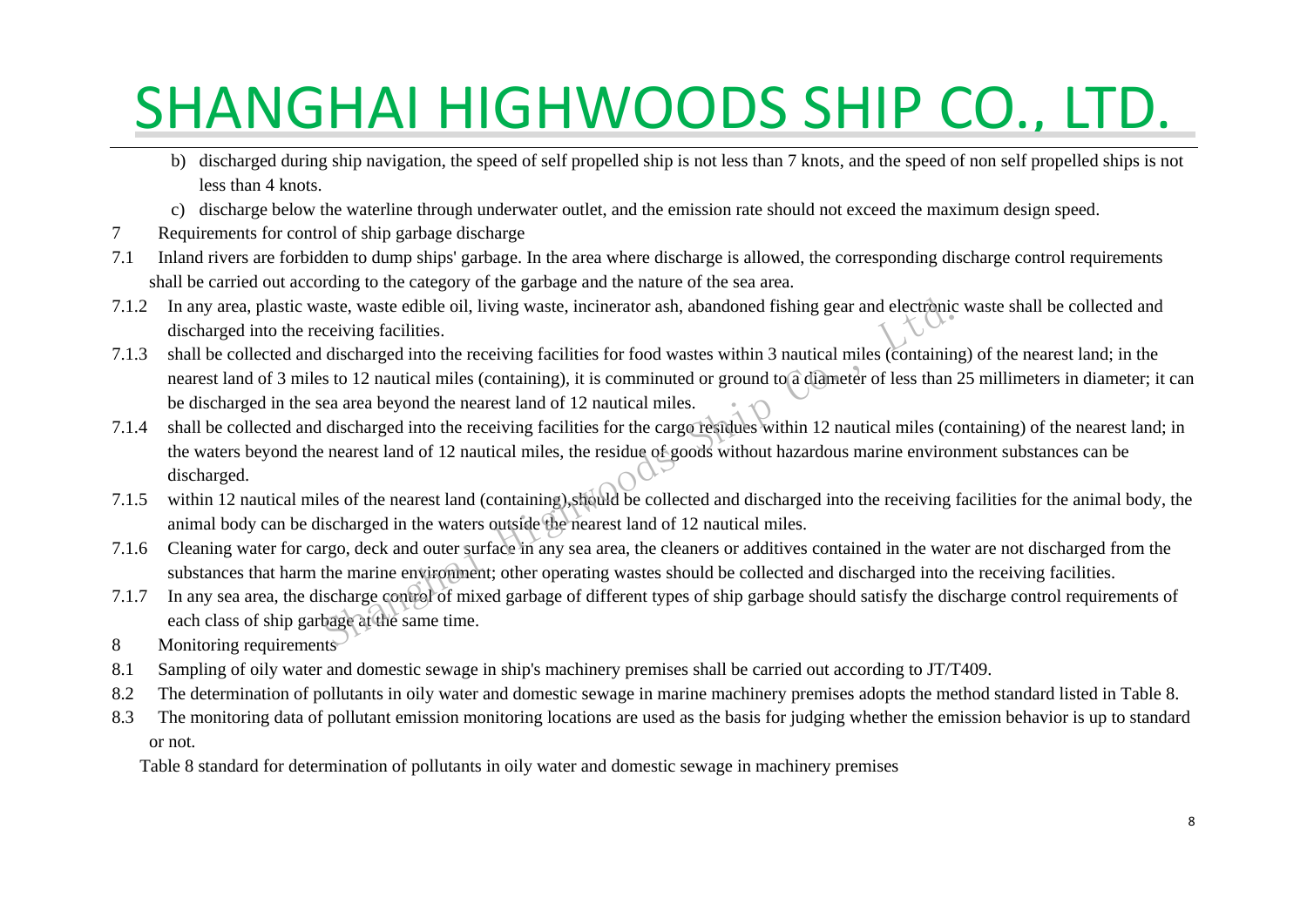b) discharged during ship navigation, the speed of self propelled ship is not less than 7 knots, and the speed of non self propelled ships is not less than 4 knots.

c) discharge below the waterline through underwater outlet, and the emission rate should not exceed the maximum design speed.

7 Requirements for control of ship garbage discharge

7.1 Inland rivers are forbidden to dump ships' garbage. In the area where discharge is allowed, the corresponding discharge control requirements shall be carried out according to the category of the garbage and the nature of the sea area.

7.1.2 In any area, plastic waste, waste edible oil, living waste, incinerator ash, abandoned fishing gear and electronic waste shall be collected and discharged into the receiving facilities.

7.1.3 shall be collected and discharged into the receiving facilities for food wastes within 3 nautical miles (containing) of the nearest land; in the nearest land of 3 miles to 12 nautical miles (containing), it is comminuted or ground to a diameter of less than 25 millimeters in diameter; it can be discharged in the sea area beyond the nearest land of 12 nautical miles.

7.1.4 shall be collected and discharged into the receiving facilities for the cargo residues within 12 nautical miles (containing) of the nearest land; in the waters beyond the nearest land of 12 nautical miles, the residue of goods without hazardous marine environment substances can be discharged.

7.1.5 within 12 nautical miles of the nearest land (containing),should be collected and discharged into the receiving facilities for the animal body, the animal body can be discharged in the waters outside the nearest land of 12 nautical miles.

7.1.6 Cleaning water for cargo, deck and outer surface in any sea area, the cleaners or additives contained in the water are not discharged from the substances that harm the marine environment; other operating wastes should be collected and discharged into the receiving facilities.

7.1.7 In any sea area, the discharge control of mixed garbage of different types of ship garbage should satisfy the discharge control requirements of each class of ship garbage at the same time.

8 Monitoring requirements

8.1 Sampling of oily water and domestic sewage in ship's machinery premises shall be carried out according to JT/T409.

8.2 The determination of pollutants in oily water and domestic sewage in marine machinery premises adopts the method standard listed in Table 8.

8.3 The monitoring data of pollutant emission monitoring locations are used as the basis for judging whether the emission behavior is up to standard or not.

Table 8 standard for determination of pollutants in oily water and domestic sewage in machinery premises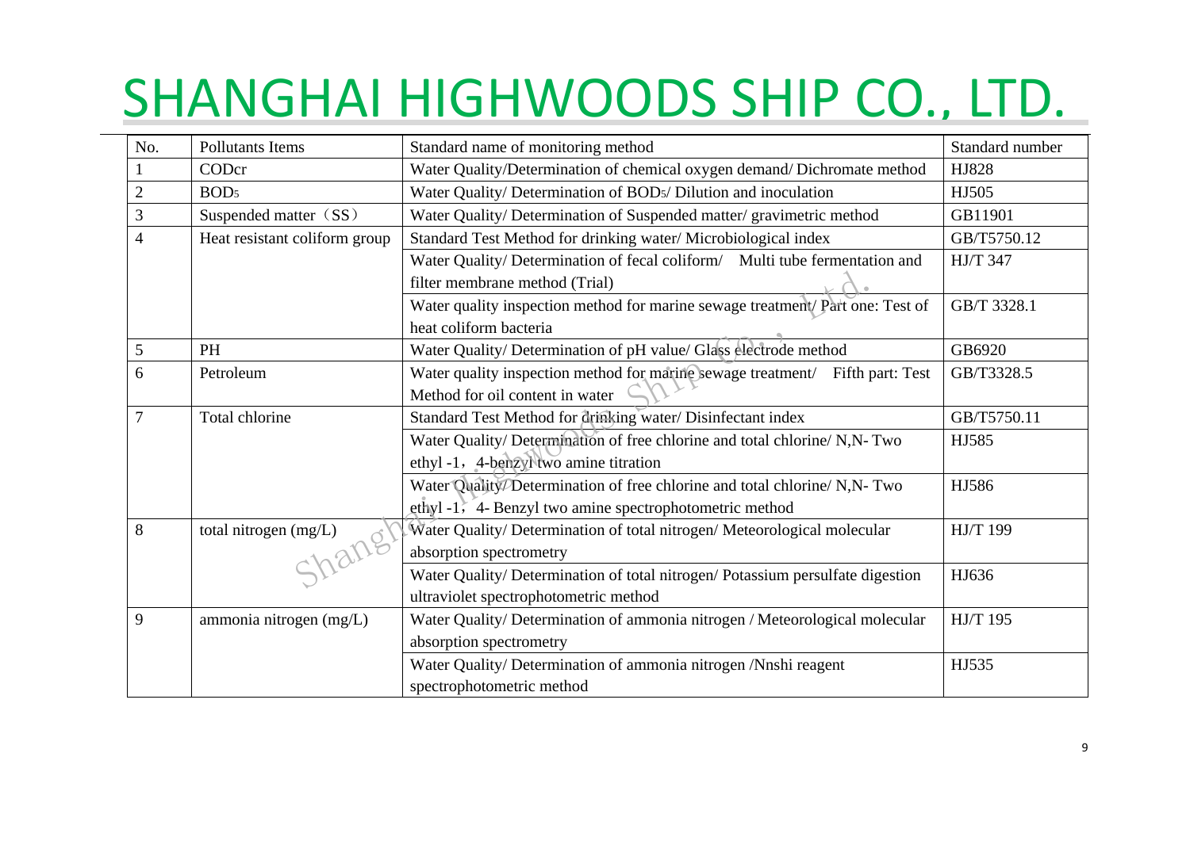# SHANGHAI HIGHWOODS SHIP CO., LTD.

| No. | Pollutants Items | Standard name of monitoring method | Standard number |
|---|---|---|---|
| 1 | CODcr | Water Quality/Determination of chemical oxygen demand/ Dichromate method | HJ828 |
| 2 | $BOD_5$ | Water Quality/ Determination of $BOD_5$/ Dilution and inoculation | HJ505 |
| 3 | Suspended matter（SS） | Water Quality/ Determination of Suspended matter/ gravimetric method | GB11901 |
| 4 | Heat resistant coliform group | Standard Test Method for drinking water/ Microbiological index | GB/T5750.12 |
| | | Water Quality/ Determination of fecal coliform/ Multi tube fermentation and filter membrane method (Trial) | HJ/T 347 |
| | | Water quality inspection method for marine sewage treatment/ Part one: Test of heat coliform bacteria | GB/T 3328.1 |
| 5 | PH | Water Quality/ Determination of pH value/ Glass electrode method | GB6920 |
| 6 | Petroleum | Water quality inspection method for marine sewage treatment/ Fifth part: Test Method for oil content in water | GB/T3328.5 |
| 7 | Total chlorine | Standard Test Method for drinking water/ Disinfectant index | GB/T5750.11 |
| | | Water Quality/ Determination of free chlorine and total chlorine/ N,N- Two ethyl -1，4-benzyl two amine titration | HJ585 |
| | | Water Quality/ Determination of free chlorine and total chlorine/ N,N- Two ethyl -1，4- Benzyl two amine spectrophotometric method | HJ586 |
| 8 | total nitrogen (mg/L) | Water Quality/ Determination of total nitrogen/ Meteorological molecular absorption spectrometry | HJ/T 199 |
| | | Water Quality/ Determination of total nitrogen/ Potassium persulfate digestion ultraviolet spectrophotometric method | HJ636 |
| 9 | ammonia nitrogen (mg/L) | Water Quality/ Determination of ammonia nitrogen / Meteorological molecular absorption spectrometry | HJ/T 195 |
| | | Water Quality/ Determination of ammonia nitrogen /Nnshi reagent spectrophotometric method | HJ535 |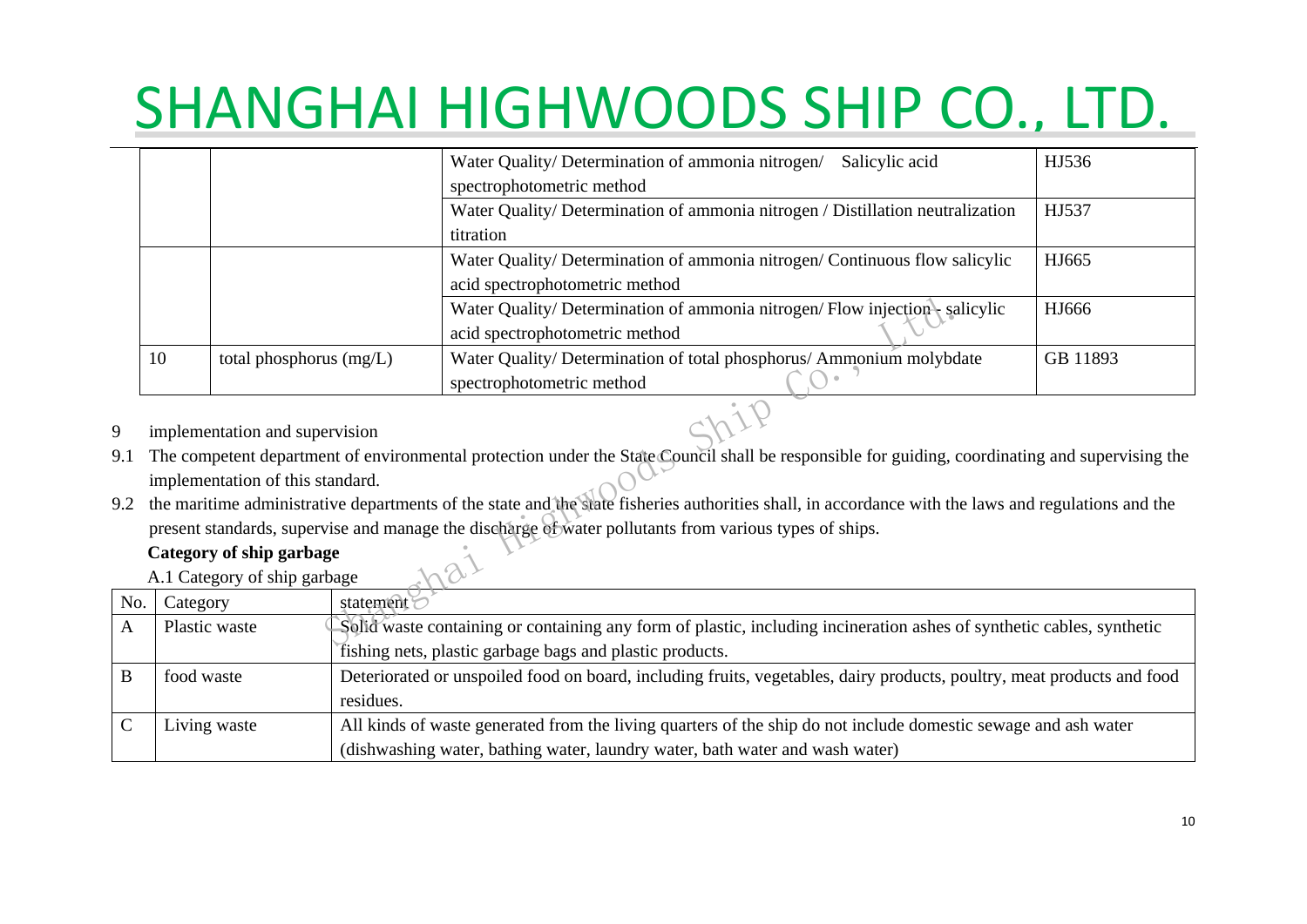|  |  | Water Quality/ Determination of ammonia nitrogen/ Salicylic acid spectrophotometric method | HJ536 |
|---|---|---|---|
|  |  | Water Quality/ Determination of ammonia nitrogen / Distillation neutralization titration | HJ537 |
|  |  | Water Quality/ Determination of ammonia nitrogen/ Continuous flow salicylic acid spectrophotometric method | HJ665 |
|  |  | Water Quality/ Determination of ammonia nitrogen/ Flow injection - salicylic acid spectrophotometric method | HJ666 |
| 10 | total phosphorus (mg/L) | Water Quality/ Determination of total phosphorus/ Ammonium molybdate spectrophotometric method | GB 11893 |

9 implementation and supervision

9.1 The competent department of environmental protection under the State Council shall be responsible for guiding, coordinating and supervising the implementation of this standard.

9.2 the maritime administrative departments of the state and the state fisheries authorities shall, in accordance with the laws and regulations and the present standards, supervise and manage the discharge of water pollutants from various types of ships.

**Category of ship garbage**

A.1 Category of ship garbage

| No. | Category | statement |
|---|---|---|
| A | Plastic waste | Solid waste containing or containing any form of plastic, including incineration ashes of synthetic cables, synthetic fishing nets, plastic garbage bags and plastic products. |
| B | food waste | Deteriorated or unspoiled food on board, including fruits, vegetables, dairy products, poultry, meat products and food residues. |
| C | Living waste | All kinds of waste generated from the living quarters of the ship do not include domestic sewage and ash water (dishwashing water, bathing water, laundry water, bath water and wash water) |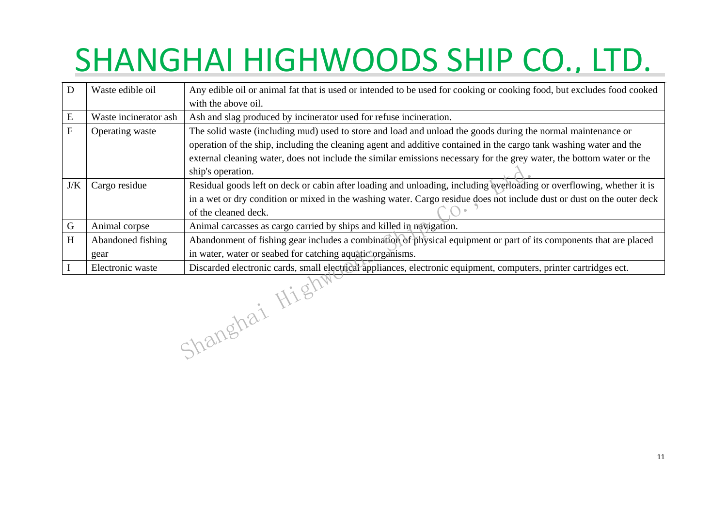# SHANGHAI HIGHWOODS SHIP CO., LTD.

| | | |
|---|---|---|
| D | Waste edible oil | Any edible oil or animal fat that is used or intended to be used for cooking or cooking food, but excludes food cooked with the above oil. |
| E | Waste incinerator ash | Ash and slag produced by incinerator used for refuse incineration. |
| F | Operating waste | The solid waste (including mud) used to store and load and unload the goods during the normal maintenance or operation of the ship, including the cleaning agent and additive contained in the cargo tank washing water and the external cleaning water, does not include the similar emissions necessary for the grey water, the bottom water or the ship's operation. |
| J/K | Cargo residue | Residual goods left on deck or cabin after loading and unloading, including overloading or overflowing, whether it is in a wet or dry condition or mixed in the washing water. Cargo residue does not include dust or dust on the outer deck of the cleaned deck. |
| G | Animal corpse | Animal carcasses as cargo carried by ships and killed in navigation. |
| H | Abandoned fishing gear | Abandonment of fishing gear includes a combination of physical equipment or part of its components that are placed in water, water or seabed for catching aquatic organisms. |
| I | Electronic waste | Discarded electronic cards, small electrical appliances, electronic equipment, computers, printer cartridges ect. |